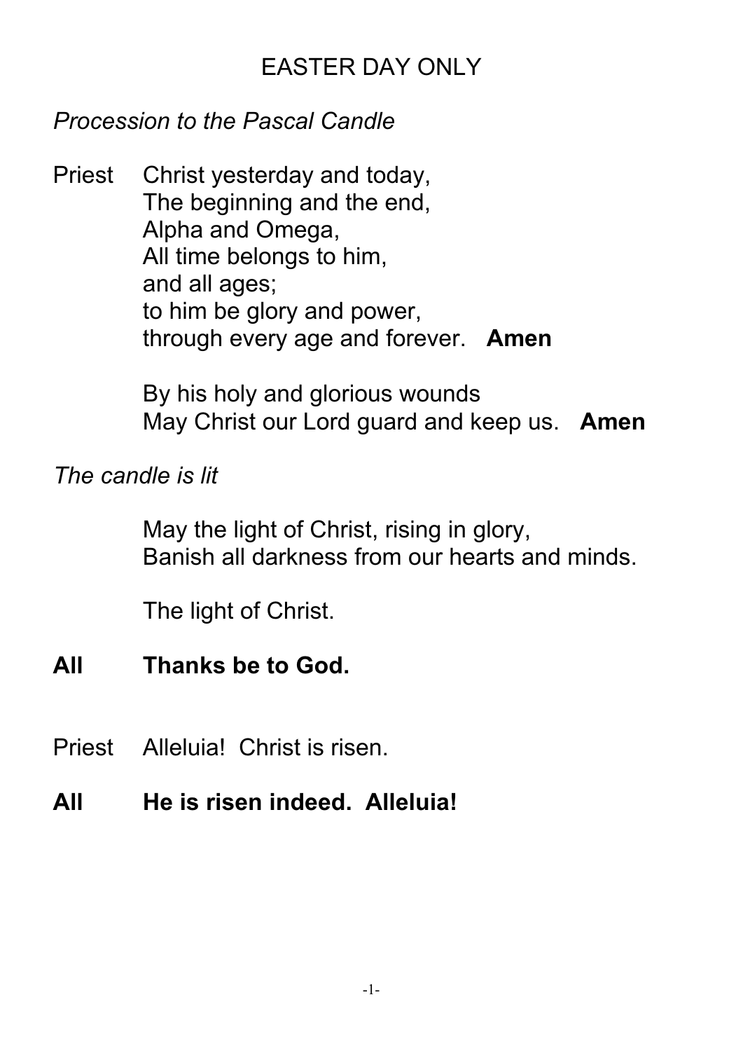# EASTER DAY ONLY

*Procession to the Pascal Candle*

Priest Christ yesterday and today,
The beginning and the end,
Alpha and Omega,
All time belongs to him,
and all ages;
to him be glory and power,
through every age and forever. **Amen**

By his holy and glorious wounds
May Christ our Lord guard and keep us. **Amen**

*The candle is lit*

May the light of Christ, rising in glory,
Banish all darkness from our hearts and minds.

The light of Christ.

**All Thanks be to God.**

Priest Alleluia! Christ is risen.

**All He is risen indeed. Alleluia!**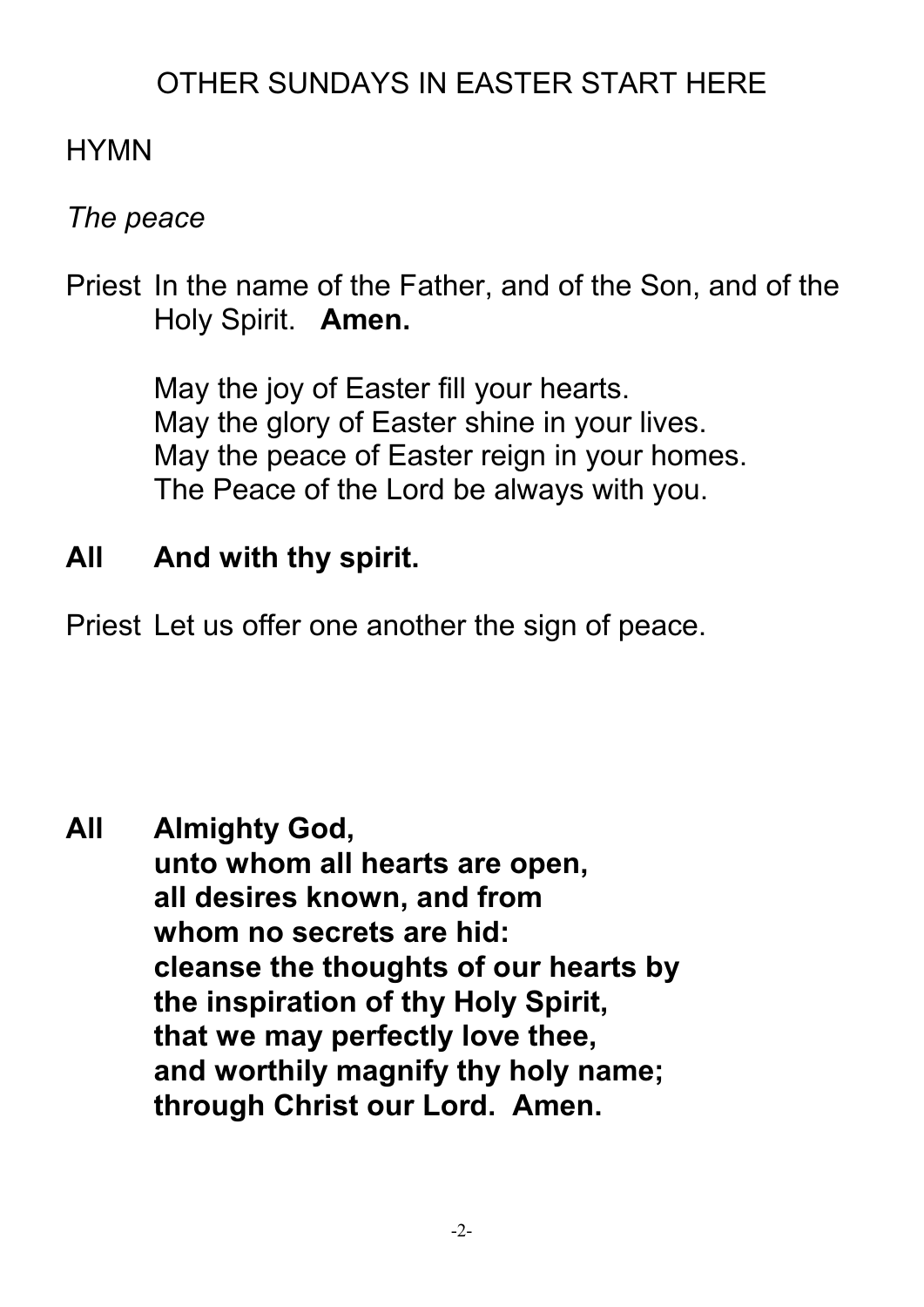# OTHER SUNDAYS IN EASTER START HERE

HYMN

*The peace*

Priest In the name of the Father, and of the Son, and of the Holy Spirit. **Amen.**

May the joy of Easter fill your hearts.
May the glory of Easter shine in your lives.
May the peace of Easter reign in your homes.
The Peace of the Lord be always with you.

**All And with thy spirit.**

Priest Let us offer one another the sign of peace.

**All Almighty God,**
**unto whom all hearts are open,**
**all desires known, and from**
**whom no secrets are hid:**
**cleanse the thoughts of our hearts by**
**the inspiration of thy Holy Spirit,**
**that we may perfectly love thee,**
**and worthily magnify thy holy name;**
**through Christ our Lord. Amen.**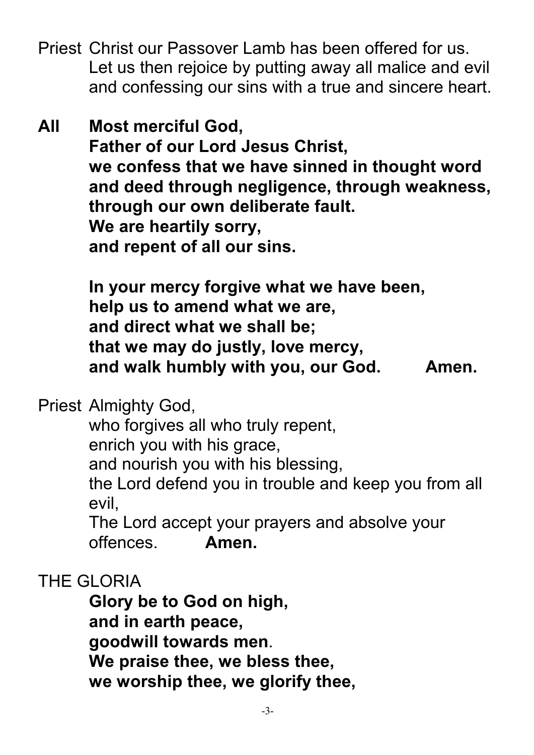Priest Christ our Passover Lamb has been offered for us.
Let us then rejoice by putting away all malice and evil
and confessing our sins with a true and sincere heart.

**All Most merciful God,**
**Father of our Lord Jesus Christ,**
**we confess that we have sinned in thought word**
**and deed through negligence, through weakness,**
**through our own deliberate fault.**
**We are heartily sorry,**
**and repent of all our sins.**

**In your mercy forgive what we have been,**
**help us to amend what we are,**
**and direct what we shall be;**
**that we may do justly, love mercy,**
**and walk humbly with you, our God. Amen.**

Priest Almighty God,
who forgives all who truly repent,
enrich you with his grace,
and nourish you with his blessing,
the Lord defend you in trouble and keep you from all evil,
The Lord accept your prayers and absolve your offences. **Amen.**

THE GLORIA

**Glory be to God on high,**
**and in earth peace,**
**goodwill towards men.**
**We praise thee, we bless thee,**
**we worship thee, we glorify thee,**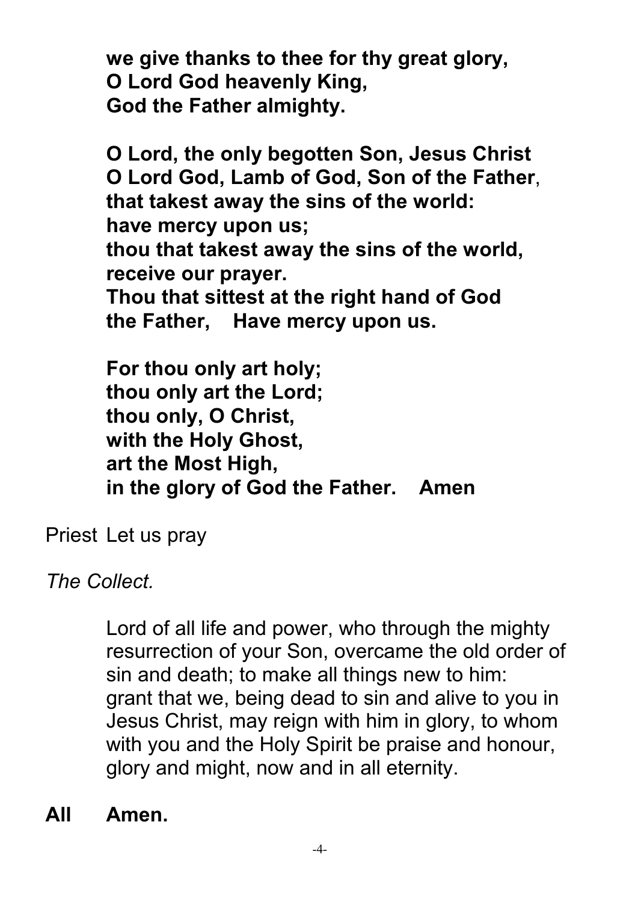**we give thanks to thee for thy great glory,**
**O Lord God heavenly King,**
**God the Father almighty.**

**O Lord, the only begotten Son, Jesus Christ**
**O Lord God, Lamb of God, Son of the Father,**
**that takest away the sins of the world:**
**have mercy upon us;**
**thou that takest away the sins of the world,**
**receive our prayer.**
**Thou that sittest at the right hand of God**
**the Father, Have mercy upon us.**

**For thou only art holy;**
**thou only art the Lord;**
**thou only, O Christ,**
**with the Holy Ghost,**
**art the Most High,**
**in the glory of God the Father. Amen**

Priest Let us pray

*The Collect.*

Lord of all life and power, who through the mighty resurrection of your Son, overcame the old order of sin and death; to make all things new to him: grant that we, being dead to sin and alive to you in Jesus Christ, may reign with him in glory, to whom with you and the Holy Spirit be praise and honour, glory and might, now and in all eternity.

**All Amen.**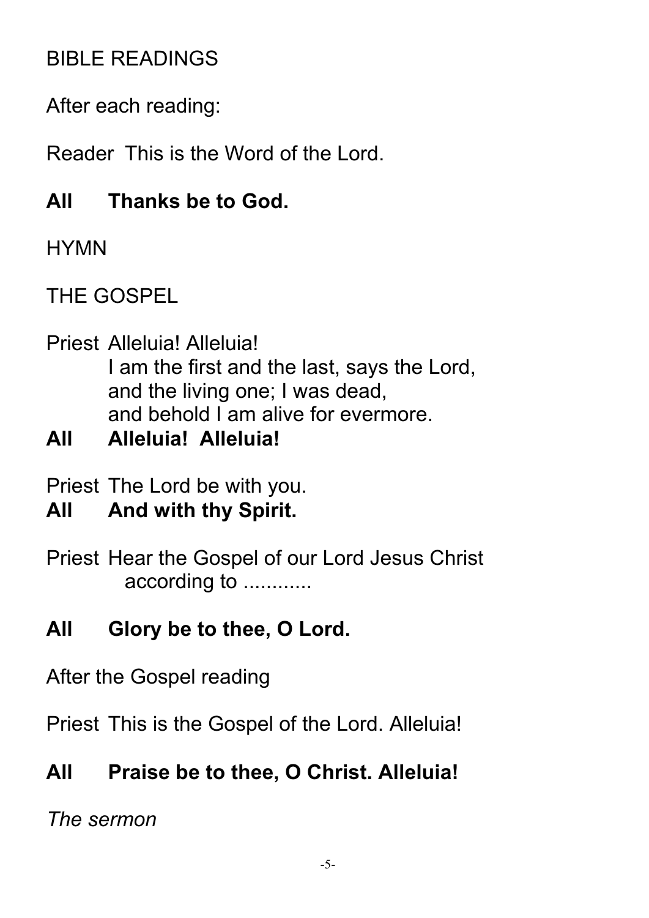## BIBLE READINGS

After each reading:

Reader This is the Word of the Lord.

**All Thanks be to God.**

## HYMN

## THE GOSPEL

Priest Alleluia! Alleluia!
I am the first and the last, says the Lord,
and the living one; I was dead,
and behold I am alive for evermore.

**All Alleluia! Alleluia!**

Priest The Lord be with you.

**All And with thy Spirit.**

Priest Hear the Gospel of our Lord Jesus Christ
according to ............

**All Glory be to thee, O Lord.**

After the Gospel reading

Priest This is the Gospel of the Lord. Alleluia!

**All Praise be to thee, O Christ. Alleluia!**

*The sermon*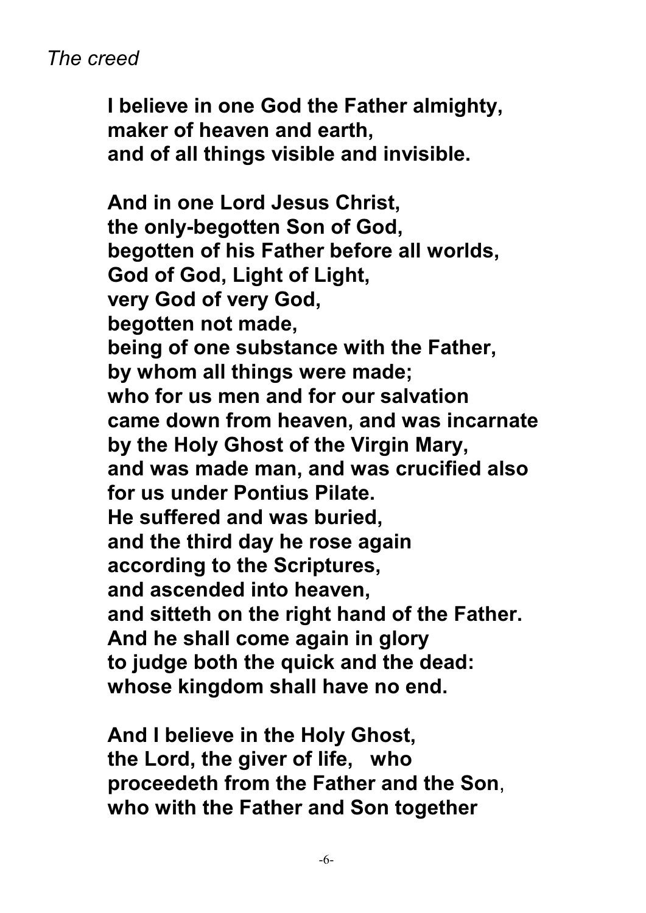*The creed*

**I believe in one God the Father almighty,
maker of heaven and earth,
and of all things visible and invisible.**

**And in one Lord Jesus Christ,
the only-begotten Son of God,
begotten of his Father before all worlds,
God of God, Light of Light,
very God of very God,
begotten not made,
being of one substance with the Father,
by whom all things were made;
who for us men and for our salvation
came down from heaven, and was incarnate
by the Holy Ghost of the Virgin Mary,
and was made man, and was crucified also
for us under Pontius Pilate.
He suffered and was buried,
and the third day he rose again
according to the Scriptures,
and ascended into heaven,
and sitteth on the right hand of the Father.
And he shall come again in glory
to judge both the quick and the dead:
whose kingdom shall have no end.**

**And I believe in the Holy Ghost,
the Lord, the giver of life, who
proceedeth from the Father and the Son,
who with the Father and Son together**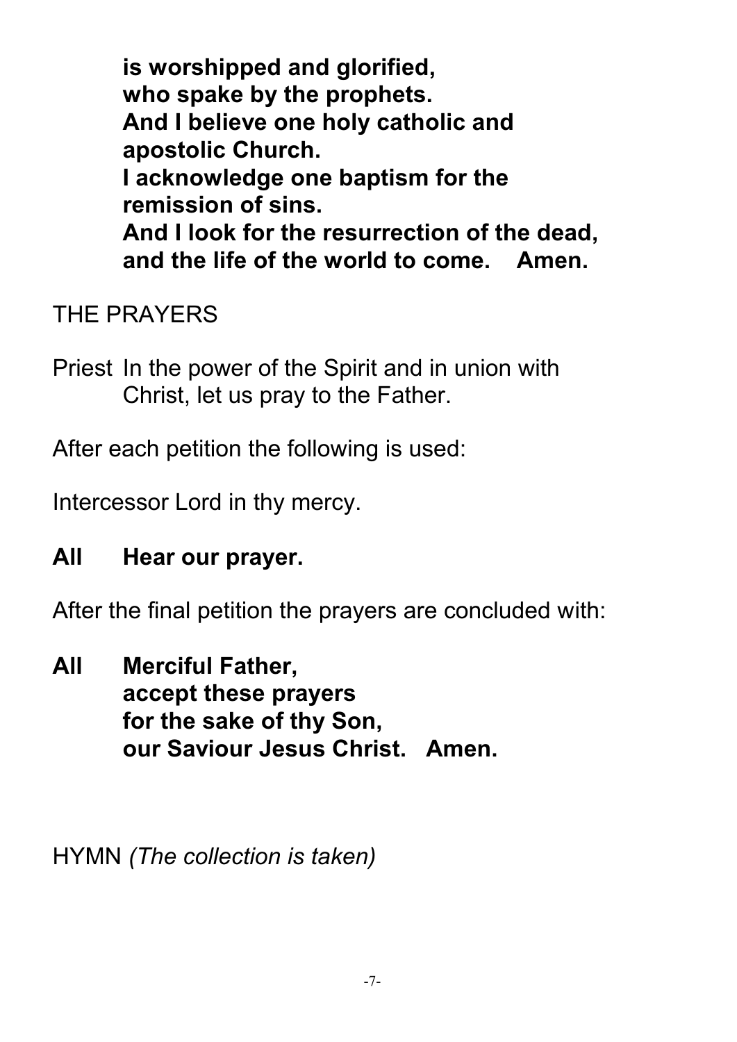**is worshipped and glorified,**
**who spake by the prophets.**
**And I believe one holy catholic and apostolic Church.**
**I acknowledge one baptism for the remission of sins.**
**And I look for the resurrection of the dead, and the life of the world to come. Amen.**

THE PRAYERS

Priest In the power of the Spirit and in union with Christ, let us pray to the Father.

After each petition the following is used:

Intercessor Lord in thy mercy.

**All Hear our prayer.**

After the final petition the prayers are concluded with:

**All Merciful Father,**
**accept these prayers**
**for the sake of thy Son,**
**our Saviour Jesus Christ. Amen.**

HYMN *(The collection is taken)*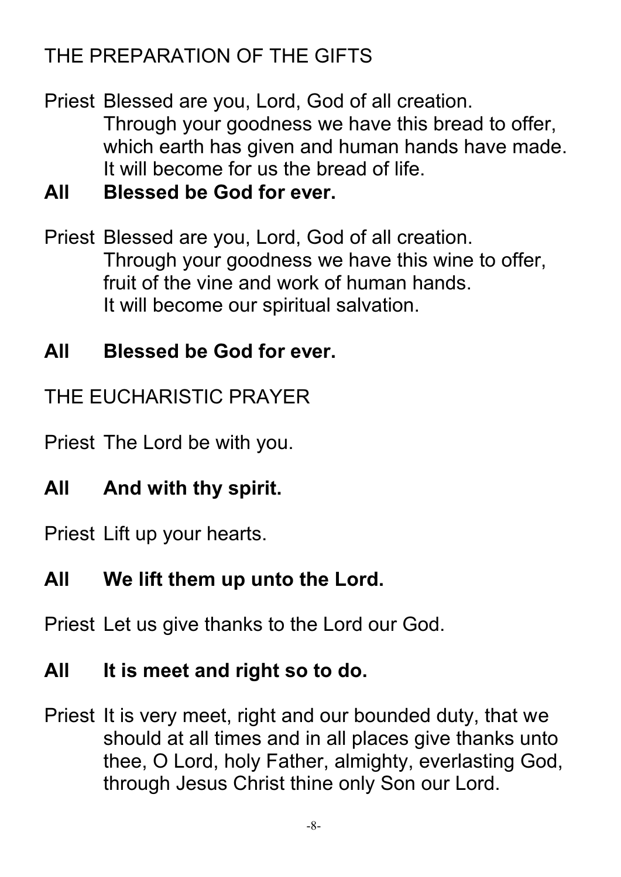## THE PREPARATION OF THE GIFTS

Priest Blessed are you, Lord, God of all creation.
Through your goodness we have this bread to offer,
which earth has given and human hands have made.
It will become for us the bread of life.

**All Blessed be God for ever.**

Priest Blessed are you, Lord, God of all creation.
Through your goodness we have this wine to offer,
fruit of the vine and work of human hands.
It will become our spiritual salvation.

**All Blessed be God for ever.**

## THE EUCHARISTIC PRAYER

Priest The Lord be with you.

**All And with thy spirit.**

Priest Lift up your hearts.

**All We lift them up unto the Lord.**

Priest Let us give thanks to the Lord our God.

**All It is meet and right so to do.**

Priest It is very meet, right and our bounded duty, that we should at all times and in all places give thanks unto thee, O Lord, holy Father, almighty, everlasting God, through Jesus Christ thine only Son our Lord.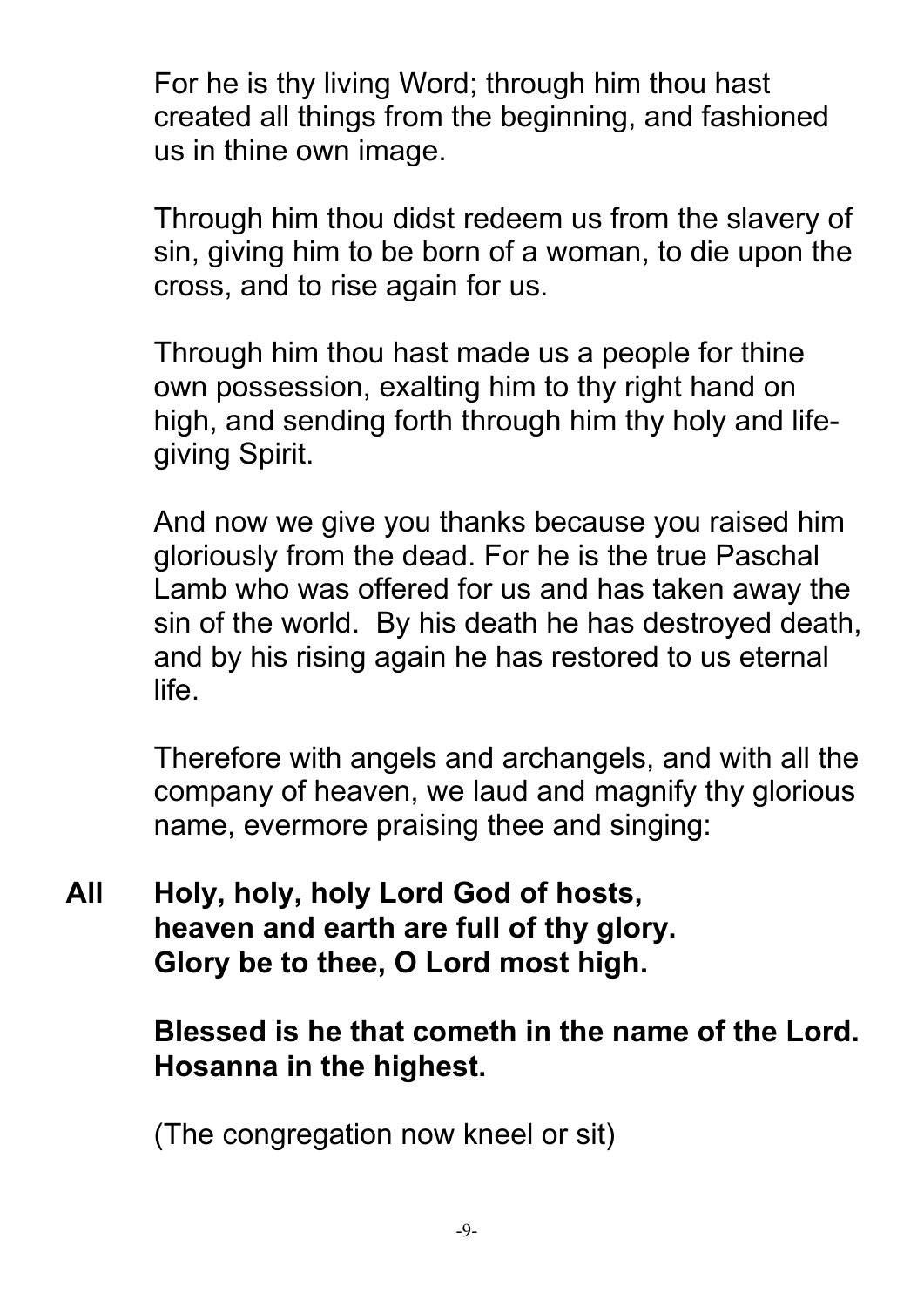For he is thy living Word; through him thou hast created all things from the beginning, and fashioned us in thine own image.

Through him thou didst redeem us from the slavery of sin, giving him to be born of a woman, to die upon the cross, and to rise again for us.

Through him thou hast made us a people for thine own possession, exalting him to thy right hand on high, and sending forth through him thy holy and life-giving Spirit.

And now we give you thanks because you raised him gloriously from the dead. For he is the true Paschal Lamb who was offered for us and has taken away the sin of the world. By his death he has destroyed death, and by his rising again he has restored to us eternal life.

Therefore with angels and archangels, and with all the company of heaven, we laud and magnify thy glorious name, evermore praising thee and singing:

**All** **Holy, holy, holy Lord God of hosts,**
**heaven and earth are full of thy glory.**
**Glory be to thee, O Lord most high.**

**Blessed is he that cometh in the name of the Lord.**
**Hosanna in the highest.**

(The congregation now kneel or sit)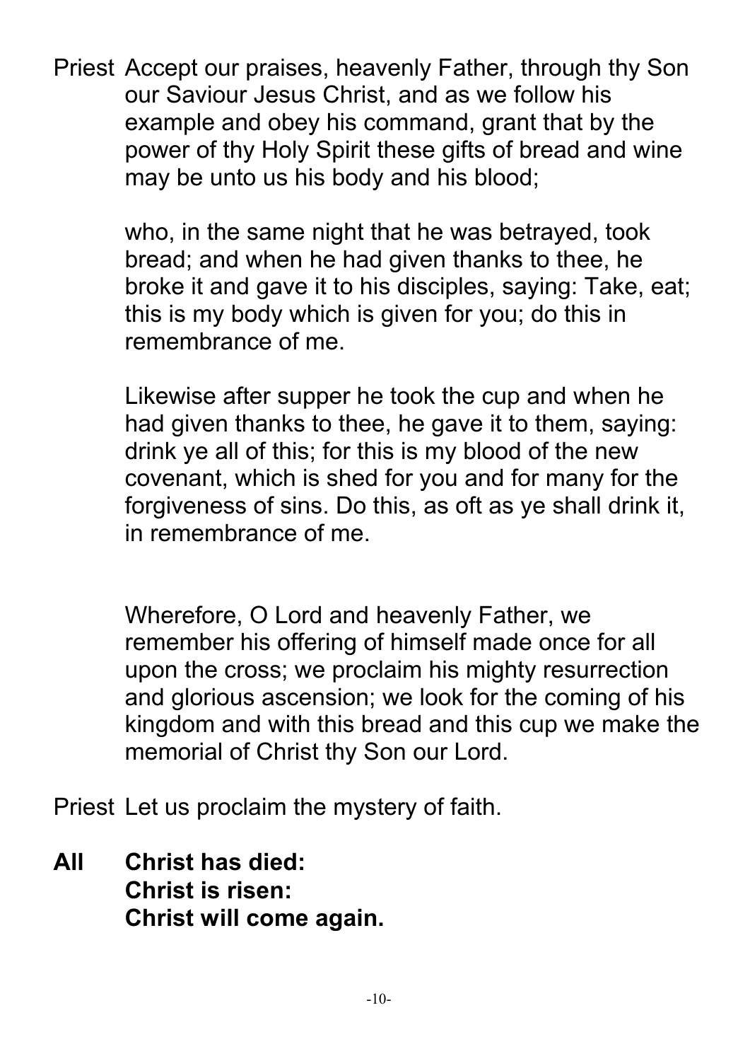Priest Accept our praises, heavenly Father, through thy Son our Saviour Jesus Christ, and as we follow his example and obey his command, grant that by the power of thy Holy Spirit these gifts of bread and wine may be unto us his body and his blood;

who, in the same night that he was betrayed, took bread; and when he had given thanks to thee, he broke it and gave it to his disciples, saying: Take, eat; this is my body which is given for you; do this in remembrance of me.

Likewise after supper he took the cup and when he had given thanks to thee, he gave it to them, saying: drink ye all of this; for this is my blood of the new covenant, which is shed for you and for many for the forgiveness of sins. Do this, as oft as ye shall drink it, in remembrance of me.

Wherefore, O Lord and heavenly Father, we remember his offering of himself made once for all upon the cross; we proclaim his mighty resurrection and glorious ascension; we look for the coming of his kingdom and with this bread and this cup we make the memorial of Christ thy Son our Lord.

Priest Let us proclaim the mystery of faith.

**All Christ has died:**
**Christ is risen:**
**Christ will come again.**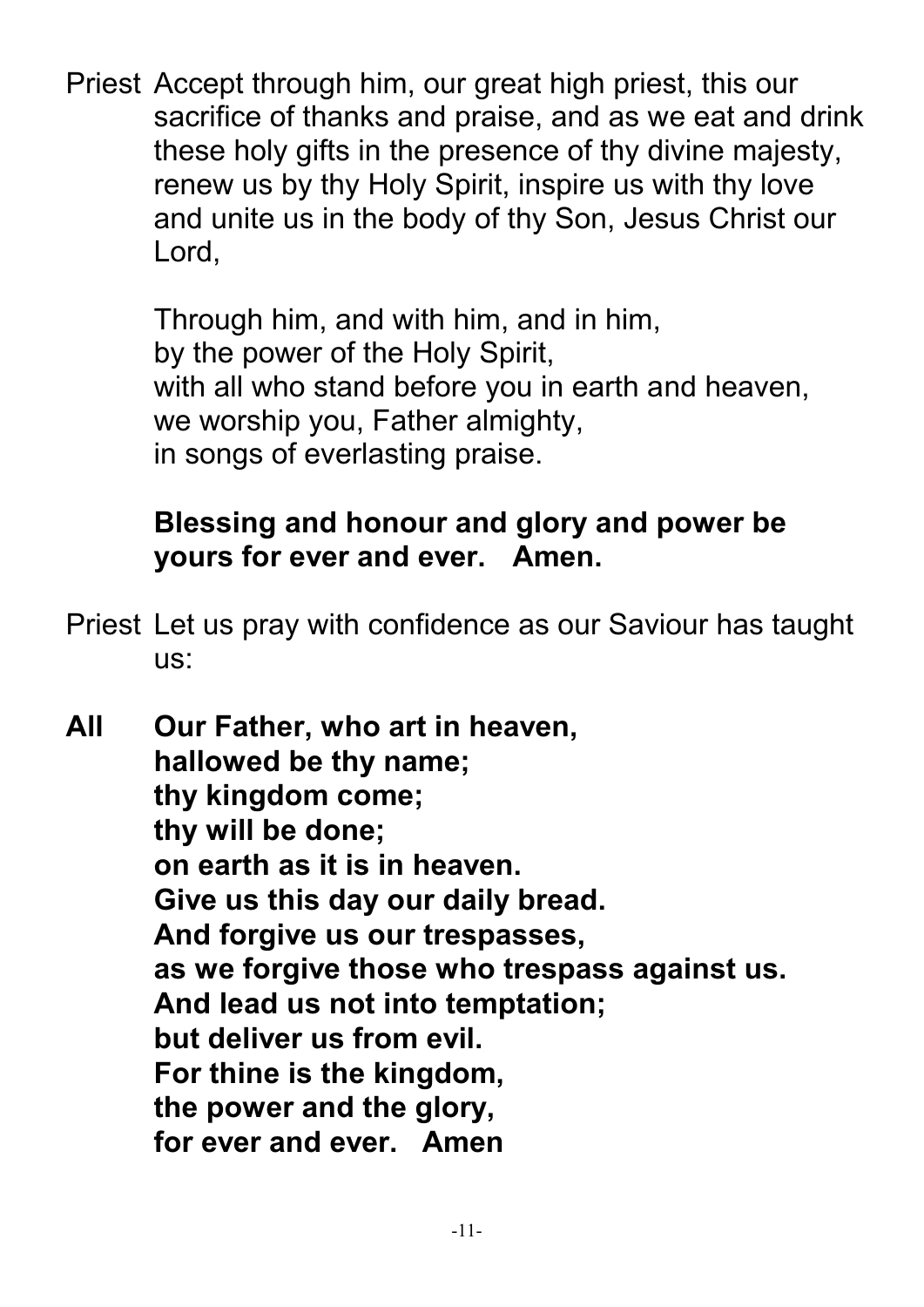Priest Accept through him, our great high priest, this our sacrifice of thanks and praise, and as we eat and drink these holy gifts in the presence of thy divine majesty, renew us by thy Holy Spirit, inspire us with thy love and unite us in the body of thy Son, Jesus Christ our Lord,

Through him, and with him, and in him,
by the power of the Holy Spirit,
with all who stand before you in earth and heaven,
we worship you, Father almighty,
in songs of everlasting praise.

**Blessing and honour and glory and power be yours for ever and ever. Amen.**

Priest Let us pray with confidence as our Saviour has taught us:

**All Our Father, who art in heaven,**
**hallowed be thy name;**
**thy kingdom come;**
**thy will be done;**
**on earth as it is in heaven.**
**Give us this day our daily bread.**
**And forgive us our trespasses,**
**as we forgive those who trespass against us.**
**And lead us not into temptation;**
**but deliver us from evil.**
**For thine is the kingdom,**
**the power and the glory,**
**for ever and ever. Amen**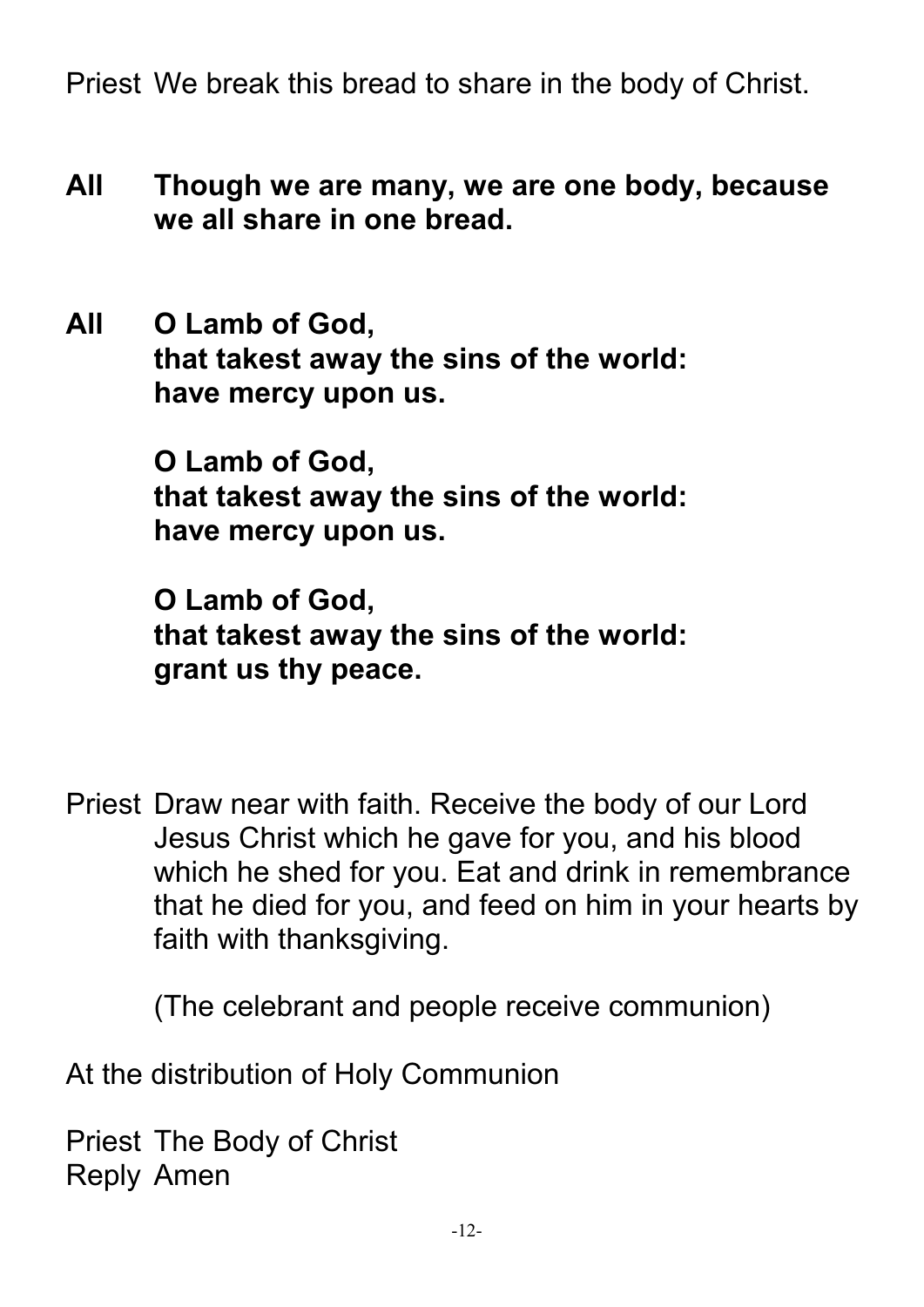Priest We break this bread to share in the body of Christ.

**All Though we are many, we are one body, because we all share in one bread.**

**All O Lamb of God,**
**that takest away the sins of the world:**
**have mercy upon us.**

**O Lamb of God,**
**that takest away the sins of the world:**
**have mercy upon us.**

**O Lamb of God,**
**that takest away the sins of the world:**
**grant us thy peace.**

Priest Draw near with faith. Receive the body of our Lord Jesus Christ which he gave for you, and his blood which he shed for you. Eat and drink in remembrance that he died for you, and feed on him in your hearts by faith with thanksgiving.

(The celebrant and people receive communion)

At the distribution of Holy Communion

Priest The Body of Christ
Reply Amen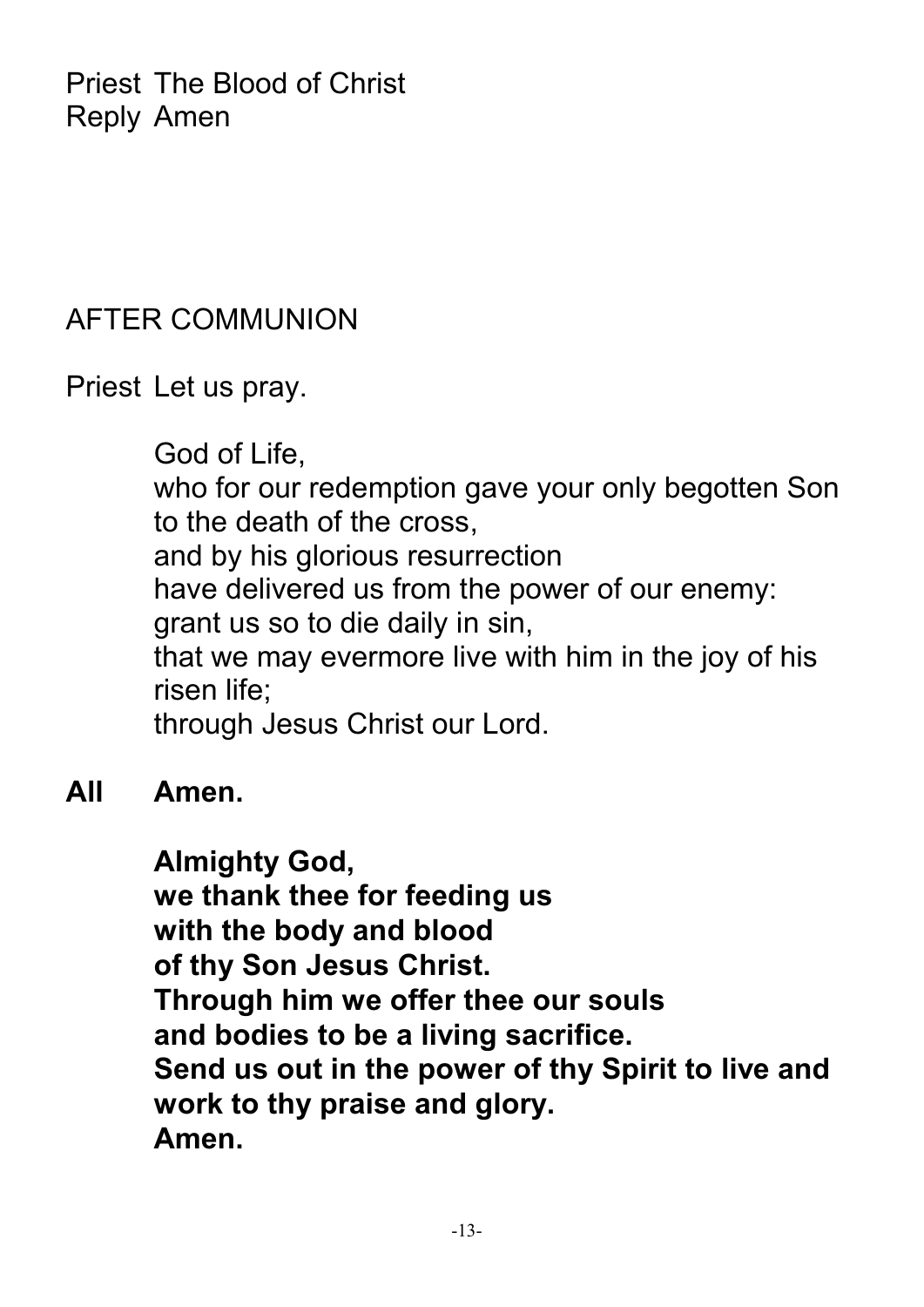Priest The Blood of Christ
Reply Amen

## AFTER COMMUNION

Priest Let us pray.

God of Life,
who for our redemption gave your only begotten Son to the death of the cross,
and by his glorious resurrection
have delivered us from the power of our enemy:
grant us so to die daily in sin,
that we may evermore live with him in the joy of his risen life;
through Jesus Christ our Lord.

**All Amen.**

**Almighty God,**
**we thank thee for feeding us**
**with the body and blood**
**of thy Son Jesus Christ.**
**Through him we offer thee our souls**
**and bodies to be a living sacrifice.**
**Send us out in the power of thy Spirit to live and work to thy praise and glory.**
**Amen.**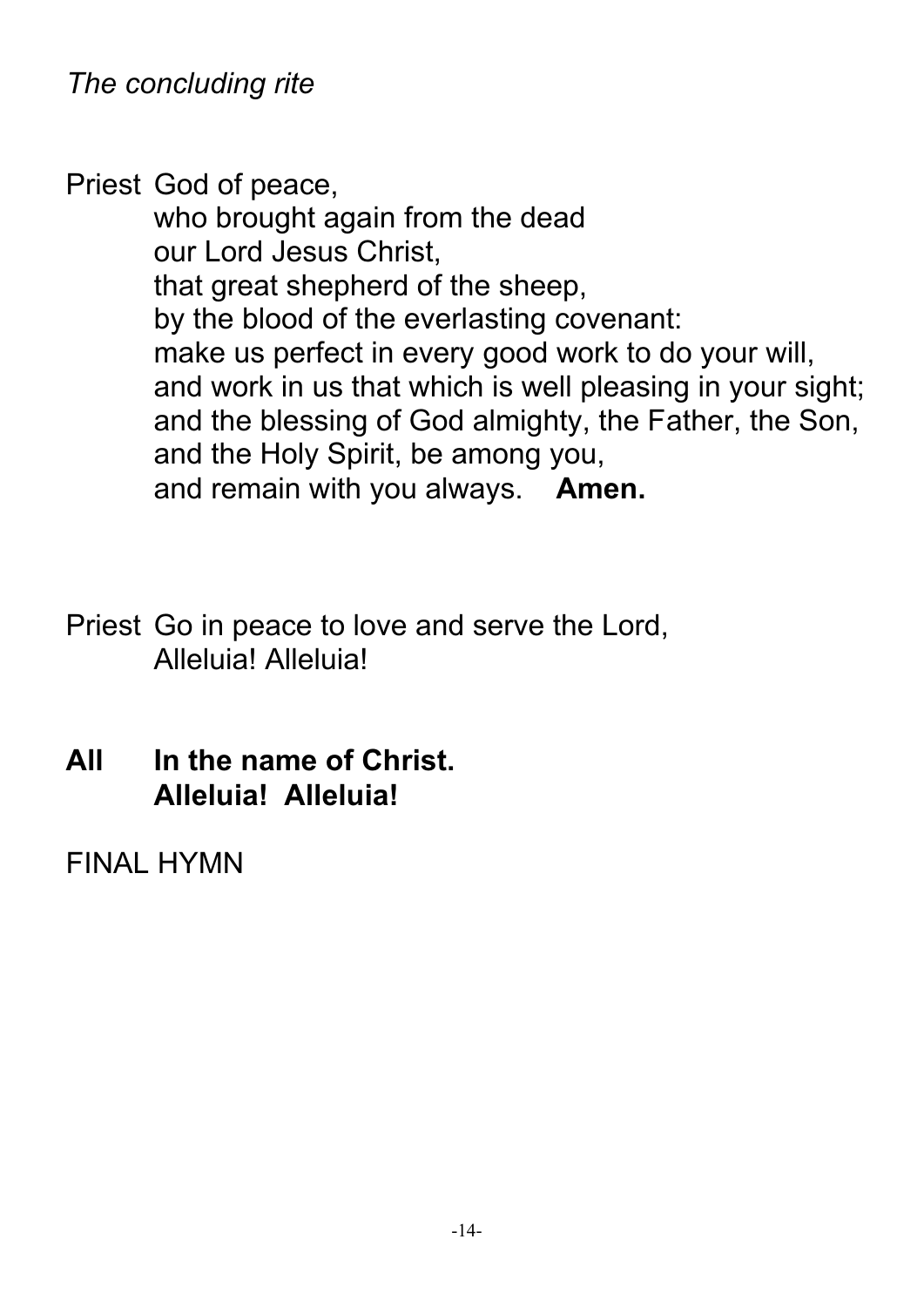*The concluding rite*

Priest God of peace,
who brought again from the dead
our Lord Jesus Christ,
that great shepherd of the sheep,
by the blood of the everlasting covenant:
make us perfect in every good work to do your will,
and work in us that which is well pleasing in your sight;
and the blessing of God almighty, the Father, the Son,
and the Holy Spirit, be among you,
and remain with you always. **Amen.**

Priest Go in peace to love and serve the Lord,
Alleluia! Alleluia!

**All In the name of Christ.**
**Alleluia! Alleluia!**

FINAL HYMN